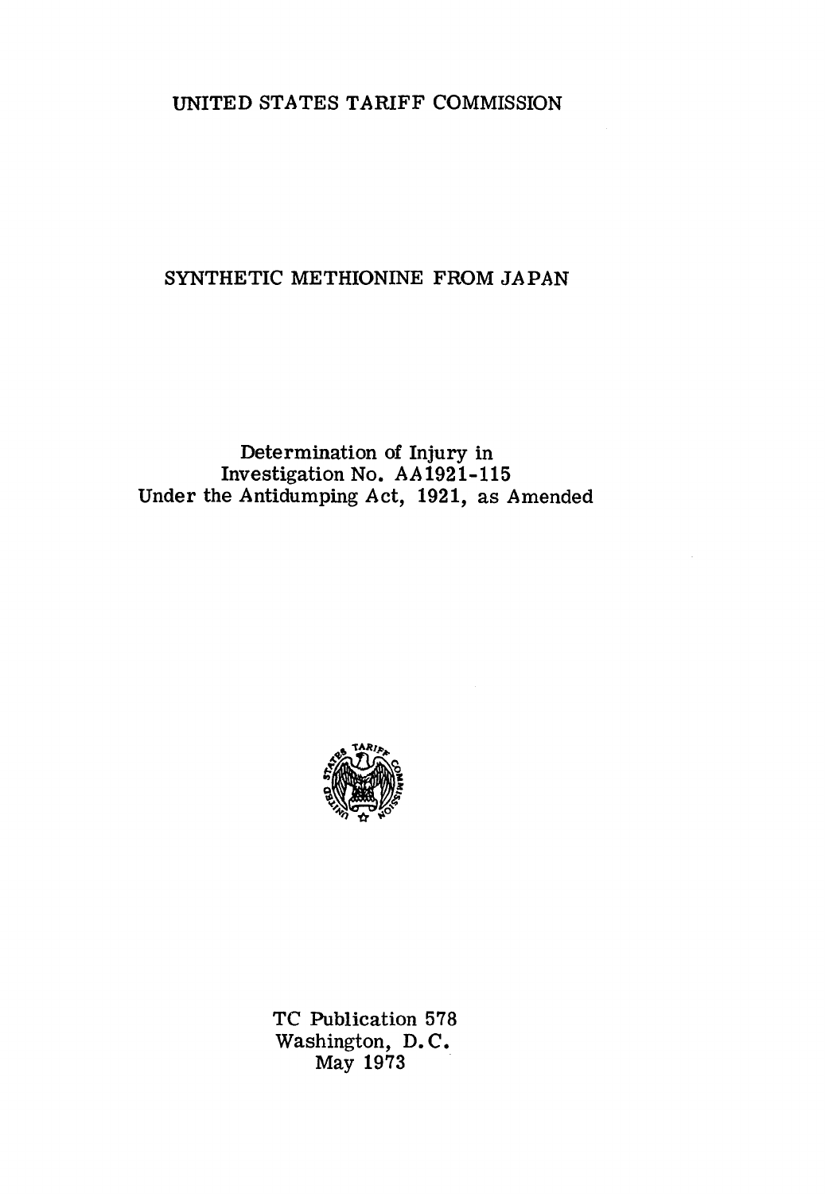UNITED STATES TARIFF COMMISSION

# SYNTHETIC METHIONINE FROM JAPAN

Determination of Injury in
Investigation No. AA1921-115
Under the Antidumping Act, 1921, as Amended

TC Publication 578
Washington, D. C.
May 1973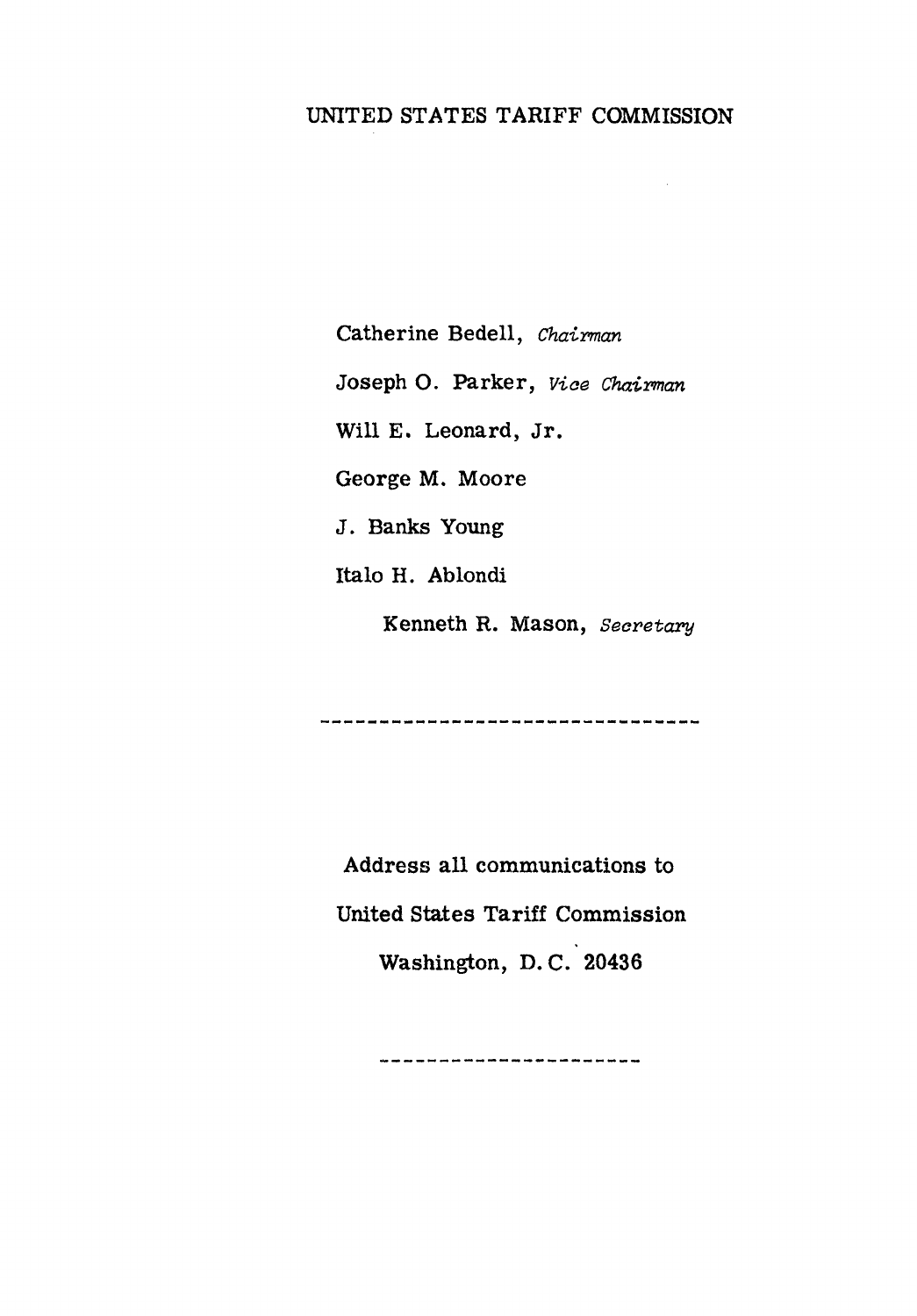UNITED STATES TARIFF COMMISSION

Catherine Bedell, *Chairman*

Joseph O. Parker, *Vice Chairman*

Will E. Leonard, Jr.

George M. Moore

J. Banks Young

Italo H. Ablondi

Kenneth R. Mason, *Secretary*

---

Address all communications to

United States Tariff Commission

Washington, D.C. 20436

---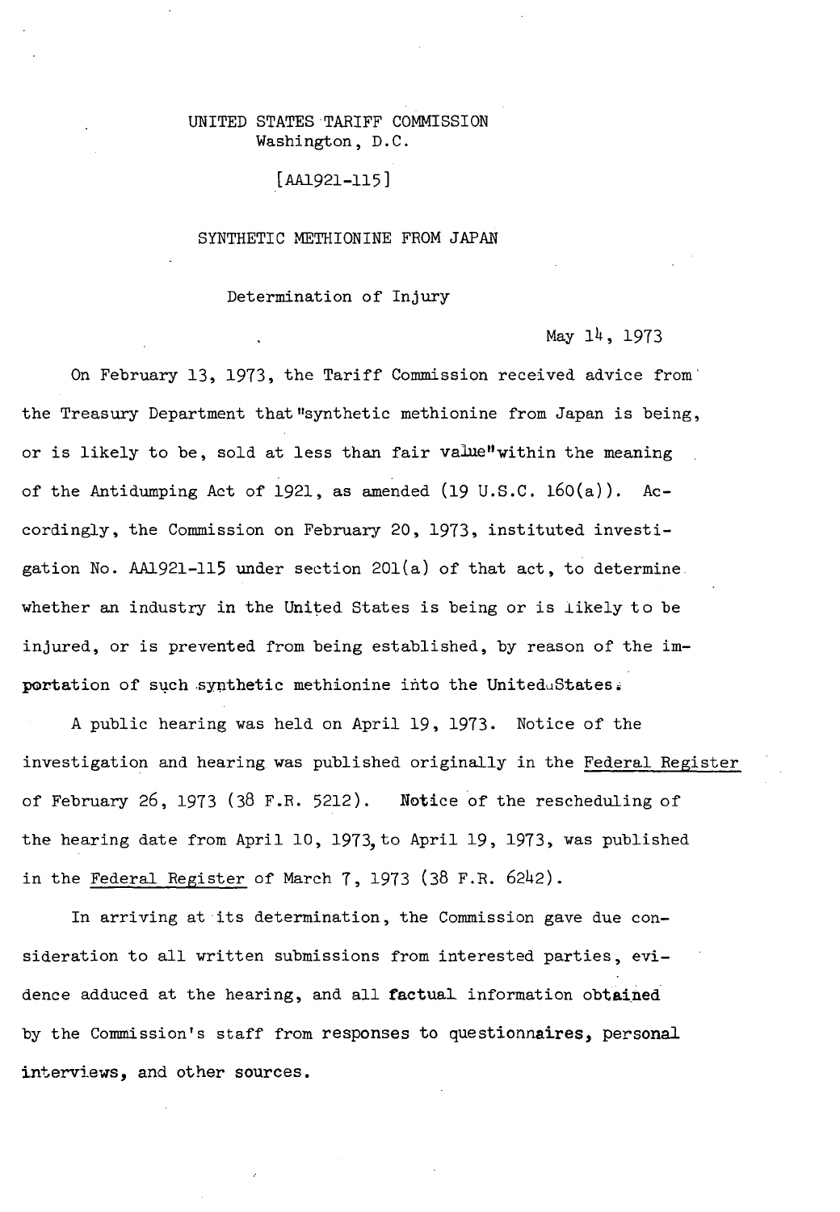UNITED STATES TARIFF COMMISSION
Washington, D.C.

[AA1921-115]

# SYNTHETIC METHIONINE FROM JAPAN

## Determination of Injury

May 14, 1973

On February 13, 1973, the Tariff Commission received advice from the Treasury Department that "synthetic methionine from Japan is being, or is likely to be, sold at less than fair value" within the meaning of the Antidumping Act of 1921, as amended (19 U.S.C. 160(a)). Accordingly, the Commission on February 20, 1973, instituted investigation No. AA1921-115 under section 201(a) of that act, to determine whether an industry in the United States is being or is likely to be injured, or is prevented from being established, by reason of the importation of such synthetic methionine into the United States.

A public hearing was held on April 19, 1973. Notice of the investigation and hearing was published originally in the Federal Register of February 26, 1973 (38 F.R. 5212). Notice of the rescheduling of the hearing date from April 10, 1973, to April 19, 1973, was published in the Federal Register of March 7, 1973 (38 F.R. 6242).

In arriving at its determination, the Commission gave due consideration to all written submissions from interested parties, evidence adduced at the hearing, and all factual information obtained by the Commission's staff from responses to questionnaires, personal interviews, and other sources.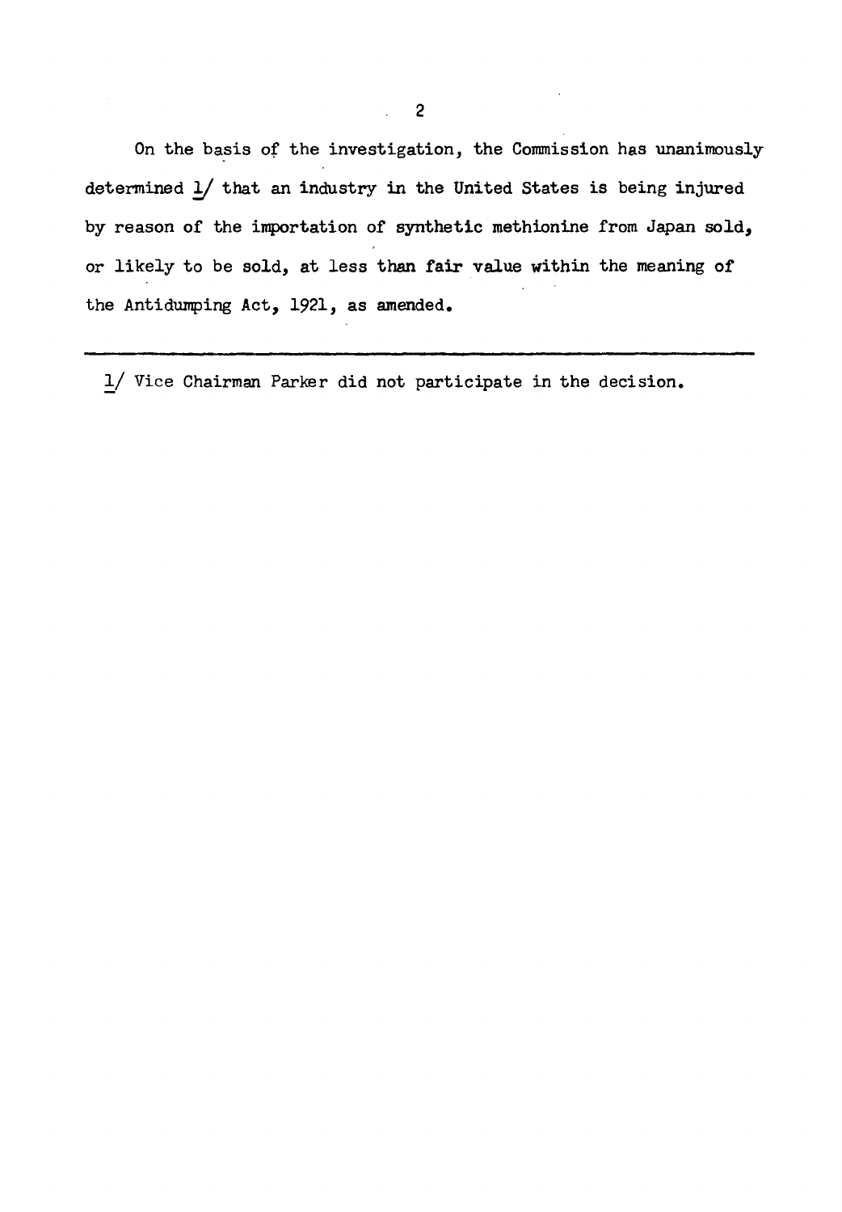On the basis of the investigation, the Commission has unanimously determined 1/ that an industry in the United States is being injured by reason of the importation of synthetic methionine from Japan sold, or likely to be sold, at less than fair value within the meaning of the Antidumping Act, 1921, as amended.

---

1/ Vice Chairman Parker did not participate in the decision.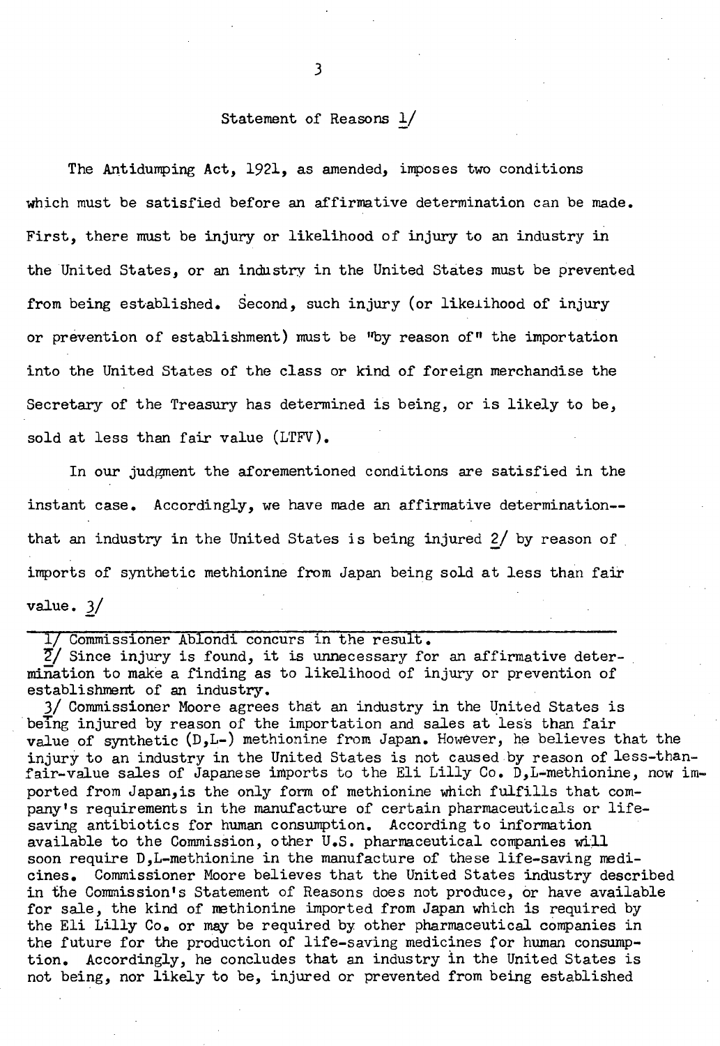## Statement of Reasons [1]

The Antidumping Act, 1921, as amended, imposes two conditions which must be satisfied before an affirmative determination can be made. First, there must be injury or likelihood of injury to an industry in the United States, or an industry in the United States must be prevented from being established. Second, such injury (or likelihood of injury or prevention of establishment) must be "by reason of" the importation into the United States of the class or kind of foreign merchandise the Secretary of the Treasury has determined is being, or is likely to be, sold at less than fair value (LTFV).

In our judgment the aforementioned conditions are satisfied in the instant case. Accordingly, we have made an affirmative determination--that an industry in the United States is being injured [2] by reason of imports of synthetic methionine from Japan being sold at less than fair value. [3]

---

1/ Commissioner Ablondi concurs in the result.

2/ Since injury is found, it is unnecessary for an affirmative determination to make a finding as to likelihood of injury or prevention of establishment of an industry.

3/ Commissioner Moore agrees that an industry in the United States is being injured by reason of the importation and sales at less than fair value of synthetic (D,L-) methionine from Japan. However, he believes that the injury to an industry in the United States is not caused by reason of less-than-fair-value sales of Japanese imports to the Eli Lilly Co. D,L-methionine, now imported from Japan, is the only form of methionine which fulfills that company's requirements in the manufacture of certain pharmaceuticals or life-saving antibiotics for human consumption. According to information available to the Commission, other U.S. pharmaceutical companies will soon require D,L-methionine in the manufacture of these life-saving medicines. Commissioner Moore believes that the United States industry described in the Commission's Statement of Reasons does not produce, or have available for sale, the kind of methionine imported from Japan which is required by the Eli Lilly Co. or may be required by other pharmaceutical companies in the future for the production of life-saving medicines for human consumption. Accordingly, he concludes that an industry in the United States is not being, nor likely to be, injured or prevented from being established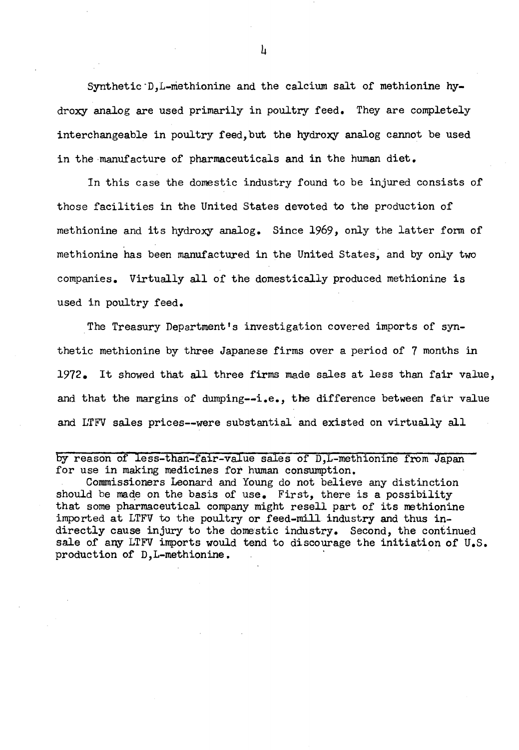Synthetic D,L-methionine and the calcium salt of methionine hydroxy analog are used primarily in poultry feed. They are completely interchangeable in poultry feed, but the hydroxy analog cannot be used in the manufacture of pharmaceuticals and in the human diet.

In this case the domestic industry found to be injured consists of those facilities in the United States devoted to the production of methionine and its hydroxy analog. Since 1969, only the latter form of methionine has been manufactured in the United States, and by only two companies. Virtually all of the domestically produced methionine is used in poultry feed.

The Treasury Department's investigation covered imports of synthetic methionine by three Japanese firms over a period of 7 months in 1972. It showed that all three firms made sales at less than fair value, and that the margins of dumping--i.e., the difference between fair value and LTFV sales prices--were substantial and existed on virtually all

---

by reason of less-than-fair-value sales of D,L-methionine from Japan for use in making medicines for human consumption.

Commissioners Leonard and Young do not believe any distinction should be made on the basis of use. First, there is a possibility that some pharmaceutical company might resell part of its methionine imported at LTFV to the poultry or feed-mill industry and thus indirectly cause injury to the domestic industry. Second, the continued sale of any LTFV imports would tend to discourage the initiation of U.S. production of D,L-methionine.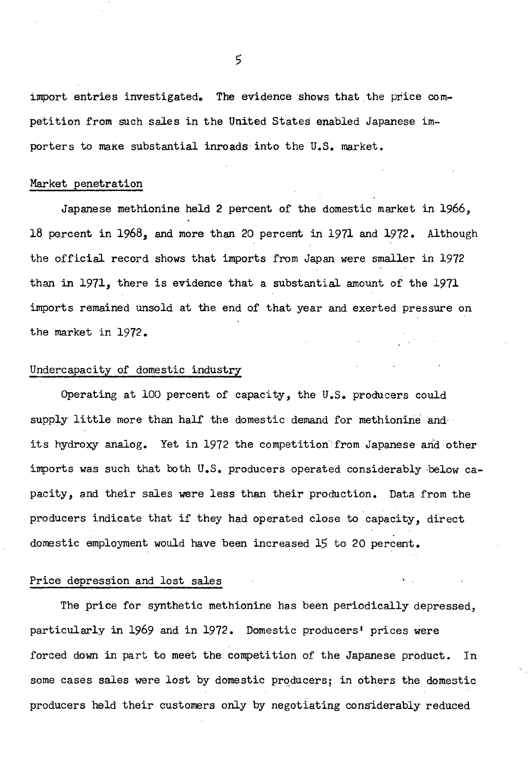import entries investigated. The evidence shows that the price competition from such sales in the United States enabled Japanese importers to make substantial inroads into the U.S. market.

### Market penetration

Japanese methionine held 2 percent of the domestic market in 1966, 18 percent in 1968, and more than 20 percent in 1971 and 1972. Although the official record shows that imports from Japan were smaller in 1972 than in 1971, there is evidence that a substantial amount of the 1971 imports remained unsold at the end of that year and exerted pressure on the market in 1972.

### Undercapacity of domestic industry

Operating at 100 percent of capacity, the U.S. producers could supply little more than half the domestic demand for methionine and its hydroxy analog. Yet in 1972 the competition from Japanese and other imports was such that both U.S. producers operated considerably below capacity, and their sales were less than their production. Data from the producers indicate that if they had operated close to capacity, direct domestic employment would have been increased 15 to 20 percent.

### Price depression and lost sales

The price for synthetic methionine has been periodically depressed, particularly in 1969 and in 1972. Domestic producers' prices were forced down in part to meet the competition of the Japanese product. In some cases sales were lost by domestic producers; in others the domestic producers held their customers only by negotiating considerably reduced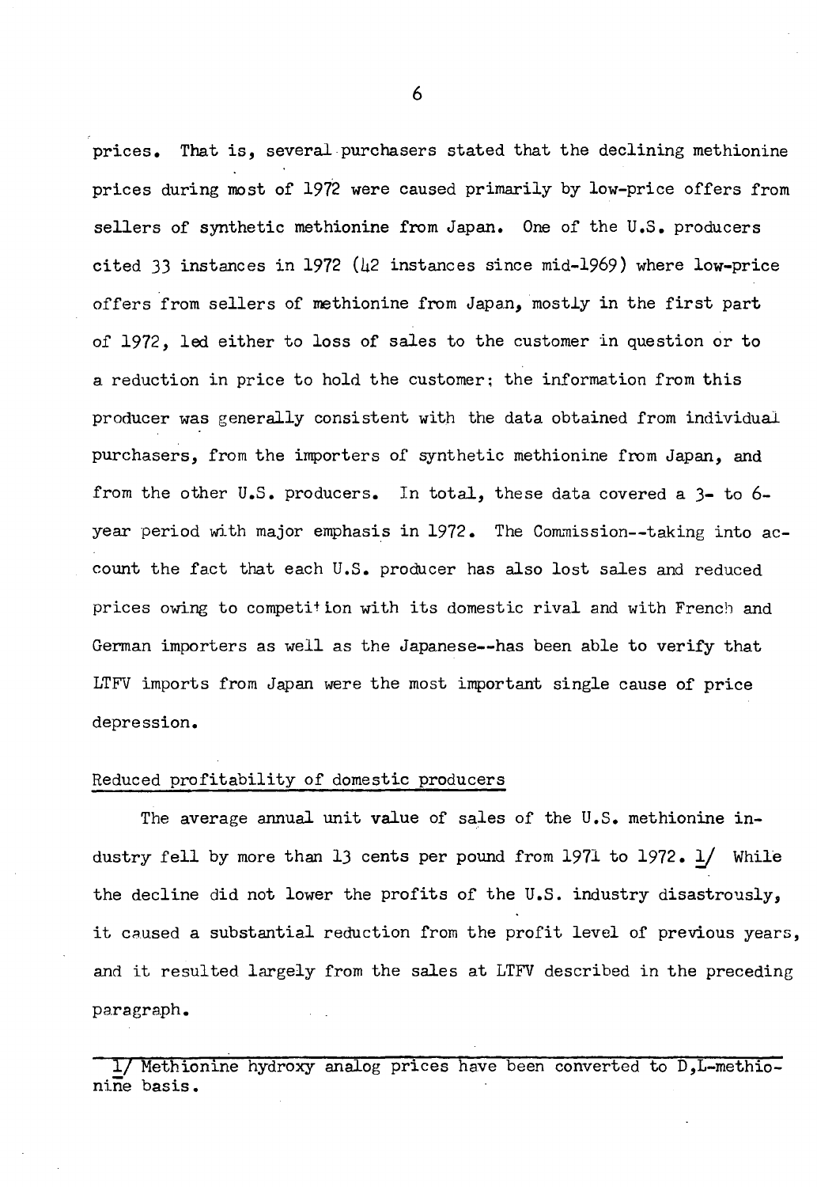prices. That is, several purchasers stated that the declining methionine prices during most of 1972 were caused primarily by low-price offers from sellers of synthetic methionine from Japan. One of the U.S. producers cited 33 instances in 1972 (42 instances since mid-1969) where low-price offers from sellers of methionine from Japan, mostly in the first part of 1972, led either to loss of sales to the customer in question or to a reduction in price to hold the customer; the information from this producer was generally consistent with the data obtained from individual purchasers, from the importers of synthetic methionine from Japan, and from the other U.S. producers. In total, these data covered a 3- to 6-year period with major emphasis in 1972. The Commission--taking into account the fact that each U.S. producer has also lost sales and reduced prices owing to competition with its domestic rival and with French and German importers as well as the Japanese--has been able to verify that LTFV imports from Japan were the most important single cause of price depression.

Reduced profitability of domestic producers

The average annual unit value of sales of the U.S. methionine industry fell by more than 13 cents per pound from 1971 to 1972. 1/ While the decline did not lower the profits of the U.S. industry disastrously, it caused a substantial reduction from the profit level of previous years, and it resulted largely from the sales at LTFV described in the preceding paragraph.

1/ Methionine hydroxy analog prices have been converted to D,L-methionine basis.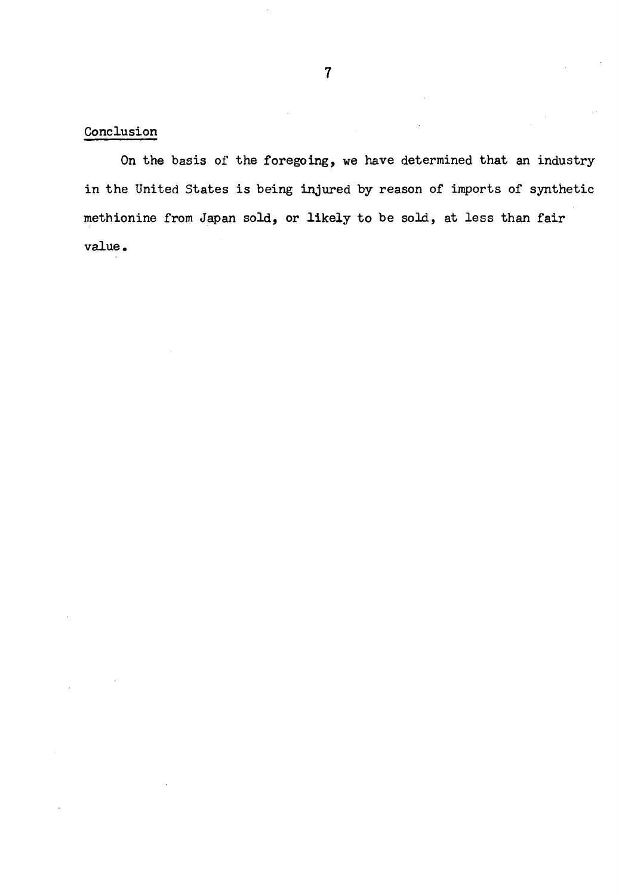## Conclusion

On the basis of the foregoing, we have determined that an industry in the United States is being injured by reason of imports of synthetic methionine from Japan sold, or likely to be sold, at less than fair value.